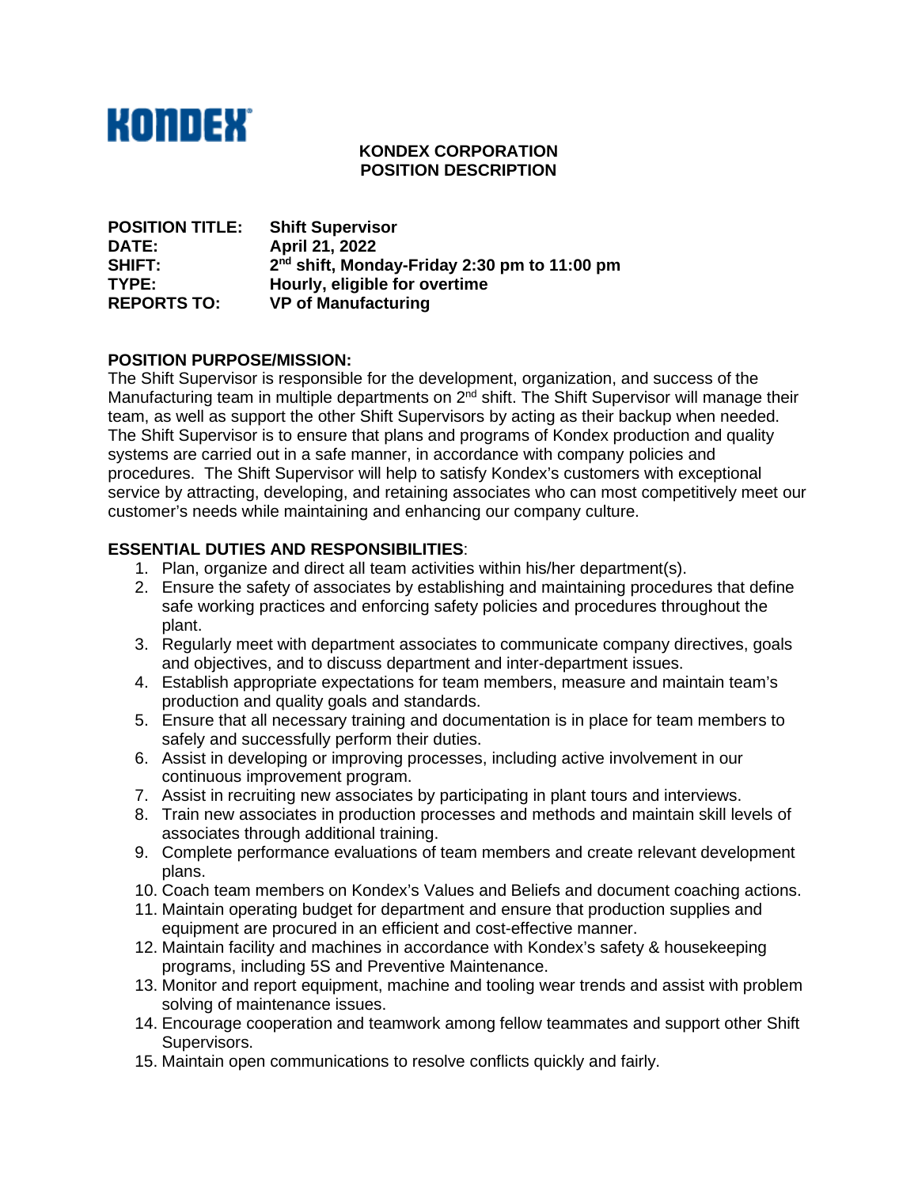KONDEX

**KONDEX CORPORATION**
**POSITION DESCRIPTION**

| | |
|---|---|
| **POSITION TITLE:** | **Shift Supervisor** |
| **DATE:** | **April 21, 2022** |
| **SHIFT:** | **2nd shift, Monday-Friday 2:30 pm to 11:00 pm** |
| **TYPE:** | **Hourly, eligible for overtime** |
| **REPORTS TO:** | **VP of Manufacturing** |

**POSITION PURPOSE/MISSION:**

The Shift Supervisor is responsible for the development, organization, and success of the Manufacturing team in multiple departments on 2nd shift. The Shift Supervisor will manage their team, as well as support the other Shift Supervisors by acting as their backup when needed. The Shift Supervisor is to ensure that plans and programs of Kondex production and quality systems are carried out in a safe manner, in accordance with company policies and procedures. The Shift Supervisor will help to satisfy Kondex's customers with exceptional service by attracting, developing, and retaining associates who can most competitively meet our customer's needs while maintaining and enhancing our company culture.

**ESSENTIAL DUTIES AND RESPONSIBILITIES**:

1. Plan, organize and direct all team activities within his/her department(s).
2. Ensure the safety of associates by establishing and maintaining procedures that define safe working practices and enforcing safety policies and procedures throughout the plant.
3. Regularly meet with department associates to communicate company directives, goals and objectives, and to discuss department and inter-department issues.
4. Establish appropriate expectations for team members, measure and maintain team's production and quality goals and standards.
5. Ensure that all necessary training and documentation is in place for team members to safely and successfully perform their duties.
6. Assist in developing or improving processes, including active involvement in our continuous improvement program.
7. Assist in recruiting new associates by participating in plant tours and interviews.
8. Train new associates in production processes and methods and maintain skill levels of associates through additional training.
9. Complete performance evaluations of team members and create relevant development plans.
10. Coach team members on Kondex's Values and Beliefs and document coaching actions.
11. Maintain operating budget for department and ensure that production supplies and equipment are procured in an efficient and cost-effective manner.
12. Maintain facility and machines in accordance with Kondex's safety & housekeeping programs, including 5S and Preventive Maintenance.
13. Monitor and report equipment, machine and tooling wear trends and assist with problem solving of maintenance issues.
14. Encourage cooperation and teamwork among fellow teammates and support other Shift Supervisors.
15. Maintain open communications to resolve conflicts quickly and fairly.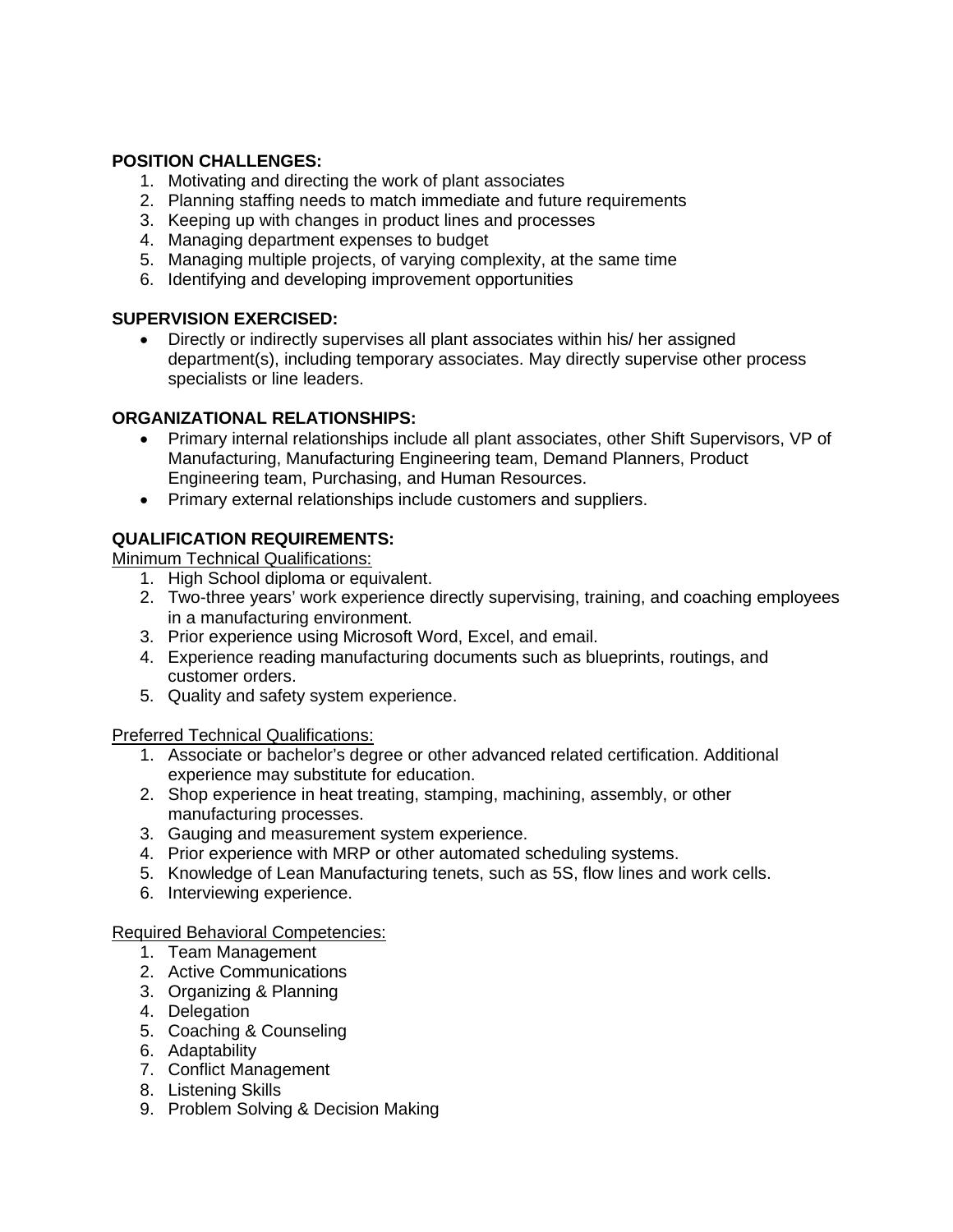**POSITION CHALLENGES:**

1. Motivating and directing the work of plant associates
2. Planning staffing needs to match immediate and future requirements
3. Keeping up with changes in product lines and processes
4. Managing department expenses to budget
5. Managing multiple projects, of varying complexity, at the same time
6. Identifying and developing improvement opportunities

**SUPERVISION EXERCISED:**

- Directly or indirectly supervises all plant associates within his/ her assigned department(s), including temporary associates. May directly supervise other process specialists or line leaders.

**ORGANIZATIONAL RELATIONSHIPS:**

- Primary internal relationships include all plant associates, other Shift Supervisors, VP of Manufacturing, Manufacturing Engineering team, Demand Planners, Product Engineering team, Purchasing, and Human Resources.
- Primary external relationships include customers and suppliers.

**QUALIFICATION REQUIREMENTS:**

<u>Minimum Technical Qualifications:</u>

1. High School diploma or equivalent.
2. Two-three years' work experience directly supervising, training, and coaching employees in a manufacturing environment.
3. Prior experience using Microsoft Word, Excel, and email.
4. Experience reading manufacturing documents such as blueprints, routings, and customer orders.
5. Quality and safety system experience.

<u>Preferred Technical Qualifications:</u>

1. Associate or bachelor's degree or other advanced related certification. Additional experience may substitute for education.
2. Shop experience in heat treating, stamping, machining, assembly, or other manufacturing processes.
3. Gauging and measurement system experience.
4. Prior experience with MRP or other automated scheduling systems.
5. Knowledge of Lean Manufacturing tenets, such as 5S, flow lines and work cells.
6. Interviewing experience.

<u>Required Behavioral Competencies:</u>

1. Team Management
2. Active Communications
3. Organizing & Planning
4. Delegation
5. Coaching & Counseling
6. Adaptability
7. Conflict Management
8. Listening Skills
9. Problem Solving & Decision Making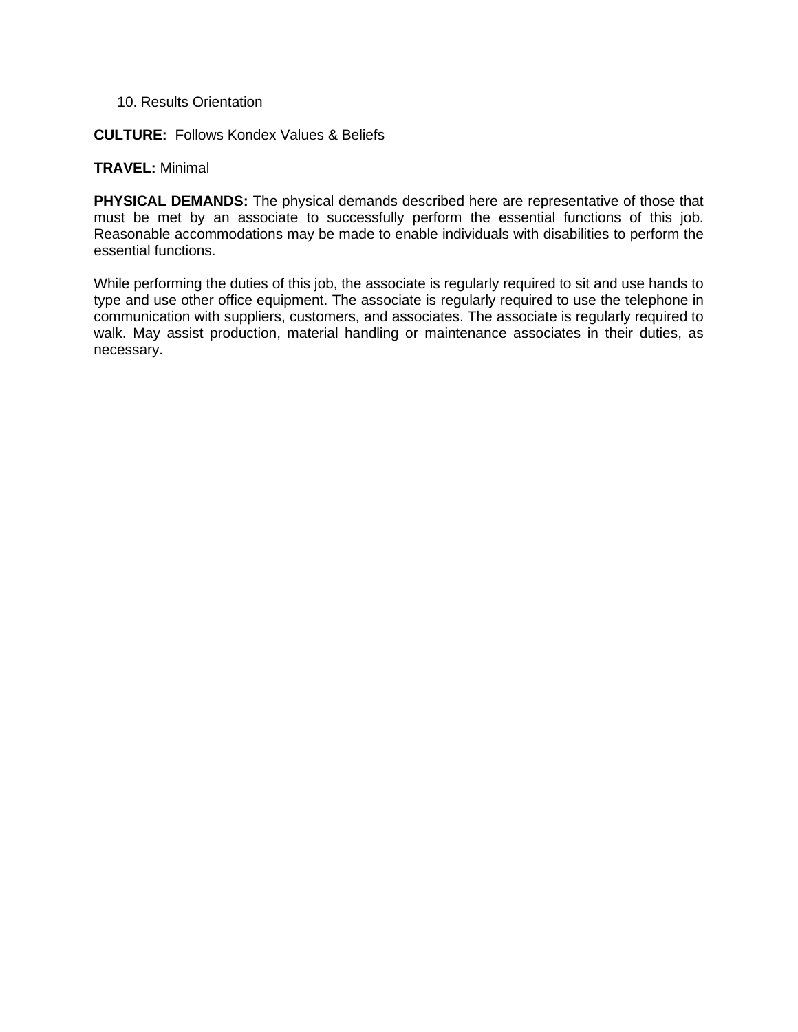10. Results Orientation

**CULTURE:** Follows Kondex Values & Beliefs

**TRAVEL:** Minimal

**PHYSICAL DEMANDS:** The physical demands described here are representative of those that must be met by an associate to successfully perform the essential functions of this job. Reasonable accommodations may be made to enable individuals with disabilities to perform the essential functions.

While performing the duties of this job, the associate is regularly required to sit and use hands to type and use other office equipment. The associate is regularly required to use the telephone in communication with suppliers, customers, and associates. The associate is regularly required to walk. May assist production, material handling or maintenance associates in their duties, as necessary.